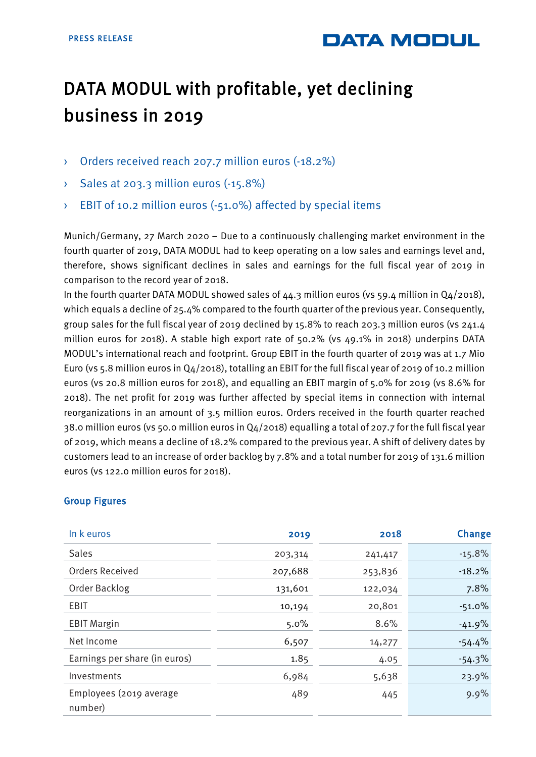PRESS RELEASE

DATA MODUL

# DATA MODUL with profitable, yet declining business in 2019

- Orders received reach 207.7 million euros (-18.2%)
- Sales at 203.3 million euros (-15.8%)
- EBIT of 10.2 million euros (-51.0%) affected by special items

Munich/Germany, 27 March 2020 – Due to a continuously challenging market environment in the fourth quarter of 2019, DATA MODUL had to keep operating on a low sales and earnings level and, therefore, shows significant declines in sales and earnings for the full fiscal year of 2019 in comparison to the record year of 2018.

In the fourth quarter DATA MODUL showed sales of 44.3 million euros (vs 59.4 million in Q4/2018), which equals a decline of 25.4% compared to the fourth quarter of the previous year. Consequently, group sales for the full fiscal year of 2019 declined by 15.8% to reach 203.3 million euros (vs 241.4 million euros for 2018). A stable high export rate of 50.2% (vs 49.1% in 2018) underpins DATA MODUL's international reach and footprint. Group EBIT in the fourth quarter of 2019 was at 1.7 Mio Euro (vs 5.8 million euros in Q4/2018), totalling an EBIT for the full fiscal year of 2019 of 10.2 million euros (vs 20.8 million euros for 2018), and equalling an EBIT margin of 5.0% for 2019 (vs 8.6% for 2018). The net profit for 2019 was further affected by special items in connection with internal reorganizations in an amount of 3.5 million euros. Orders received in the fourth quarter reached 38.0 million euros (vs 50.0 million euros in Q4/2018) equalling a total of 207.7 for the full fiscal year of 2019, which means a decline of 18.2% compared to the previous year. A shift of delivery dates by customers lead to an increase of order backlog by 7.8% and a total number for 2019 of 131.6 million euros (vs 122.0 million euros for 2018).

## Group Figures

| In k euros | 2019 | 2018 | Change |
|---|---|---|---|
| Sales | 203,314 | 241,417 | -15.8% |
| Orders Received | 207,688 | 253,836 | -18.2% |
| Order Backlog | 131,601 | 122,034 | 7.8% |
| EBIT | 10,194 | 20,801 | -51.0% |
| EBIT Margin | 5.0% | 8.6% | -41.9% |
| Net Income | 6,507 | 14,277 | -54.4% |
| Earnings per share (in euros) | 1.85 | 4.05 | -54.3% |
| Investments | 6,984 | 5,638 | 23.9% |
| Employees (2019 average number) | 489 | 445 | 9.9% |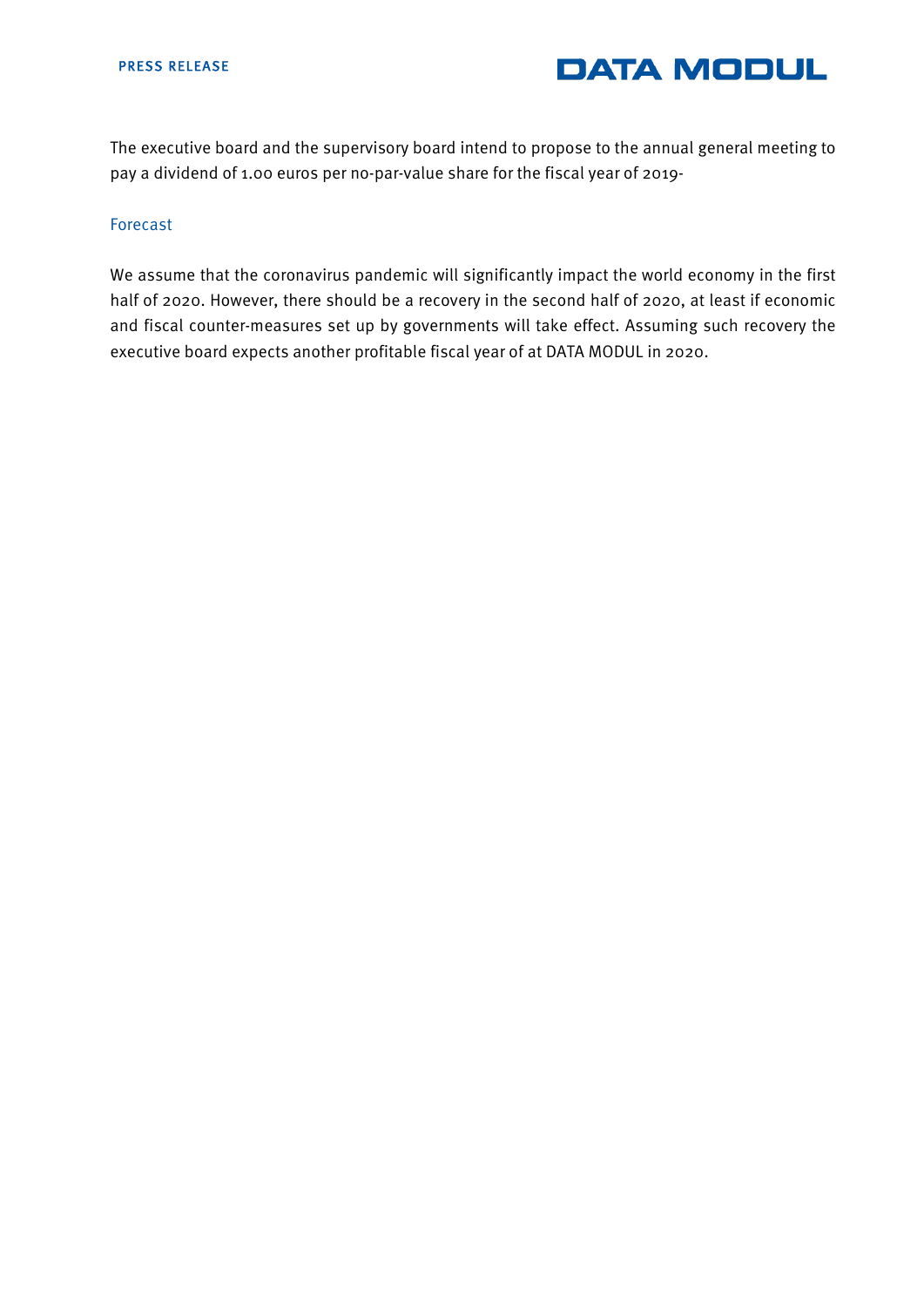The executive board and the supervisory board intend to propose to the annual general meeting to pay a dividend of 1.00 euros per no-par-value share for the fiscal year of 2019-

## Forecast

We assume that the coronavirus pandemic will significantly impact the world economy in the first half of 2020. However, there should be a recovery in the second half of 2020, at least if economic and fiscal counter-measures set up by governments will take effect. Assuming such recovery the executive board expects another profitable fiscal year of at DATA MODUL in 2020.